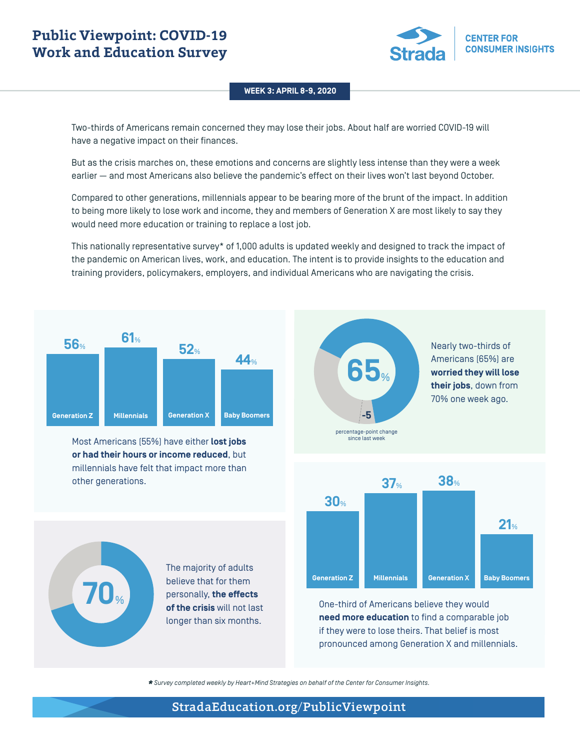# Public Viewpoint: COVID-19 Work and Education Survey

Strada CENTER FOR CONSUMER INSIGHTS

**WEEK 3: APRIL 8-9, 2020**

Two-thirds of Americans remain concerned they may lose their jobs. About half are worried COVID-19 will have a negative impact on their finances.

But as the crisis marches on, these emotions and concerns are slightly less intense than they were a week earlier — and most Americans also believe the pandemic's effect on their lives won't last beyond October.

Compared to other generations, millennials appear to be bearing more of the brunt of the impact. In addition to being more likely to lose work and income, they and members of Generation X are most likely to say they would need more education or training to replace a lost job.

This nationally representative survey* of 1,000 adults is updated weekly and designed to track the impact of the pandemic on American lives, work, and education. The intent is to provide insights to the education and training providers, policymakers, employers, and individual Americans who are navigating the crisis.

| Generation Z | Millennials | Generation X | Baby Boomers |
|---|---|---|---|
| 56% | 61% | 52% | 44% |

Most Americans (55%) have either **lost jobs or had their hours or income reduced**, but millennials have felt that impact more than other generations.

65%

-5 percentage-point change since last week

Nearly two-thirds of Americans (65%) are **worried they will lose their jobs**, down from 70% one week ago.

70%

The majority of adults believe that for them personally, **the effects of the crisis** will not last longer than six months.

| Generation Z | Millennials | Generation X | Baby Boomers |
|---|---|---|---|
| 30% | 37% | 38% | 21% |

One-third of Americans believe they would **need more education** to find a comparable job if they were to lose theirs. That belief is most pronounced among Generation X and millennials.

*Survey completed weekly by Heart+Mind Strategies on behalf of the Center for Consumer Insights.*

StradaEducation.org/PublicViewpoint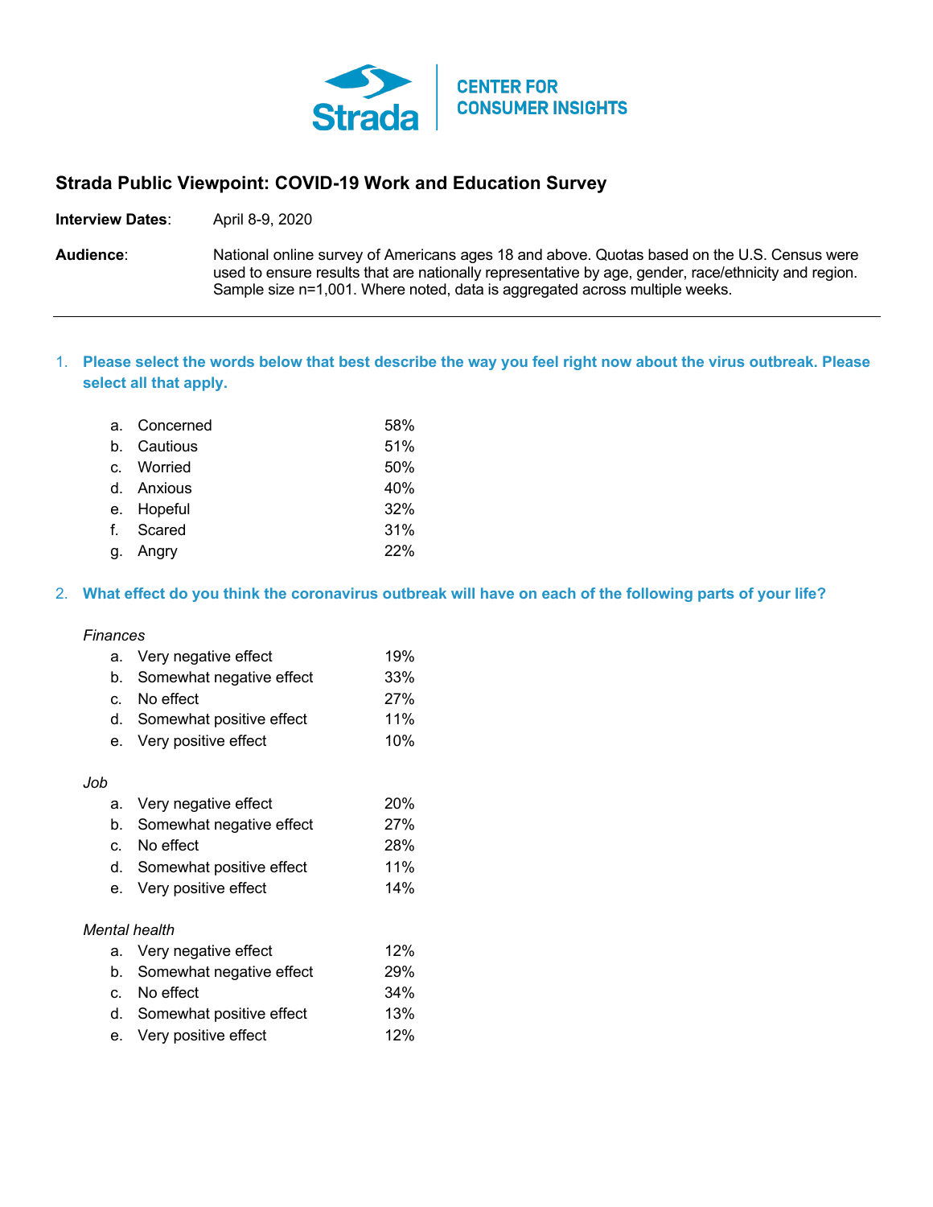CENTER FOR CONSUMER INSIGHTS

# Strada Public Viewpoint: COVID-19 Work and Education Survey

**Interview Dates**: April 8-9, 2020

**Audience**: National online survey of Americans ages 18 and above. Quotas based on the U.S. Census were used to ensure results that are nationally representative by age, gender, race/ethnicity and region. Sample size n=1,001. Where noted, data is aggregated across multiple weeks.

---

1. **Please select the words below that best describe the way you feel right now about the virus outbreak. Please select all that apply.**

| | | |
|---|---|---|
| a. | Concerned | 58% |
| b. | Cautious | 51% |
| c. | Worried | 50% |
| d. | Anxious | 40% |
| e. | Hopeful | 32% |
| f. | Scared | 31% |
| g. | Angry | 22% |

2. **What effect do you think the coronavirus outbreak will have on each of the following parts of your life?**

*Finances*

| | | |
|---|---|---|
| a. | Very negative effect | 19% |
| b. | Somewhat negative effect | 33% |
| c. | No effect | 27% |
| d. | Somewhat positive effect | 11% |
| e. | Very positive effect | 10% |

*Job*

| | | |
|---|---|---|
| a. | Very negative effect | 20% |
| b. | Somewhat negative effect | 27% |
| c. | No effect | 28% |
| d. | Somewhat positive effect | 11% |
| e. | Very positive effect | 14% |

*Mental health*

| | | |
|---|---|---|
| a. | Very negative effect | 12% |
| b. | Somewhat negative effect | 29% |
| c. | No effect | 34% |
| d. | Somewhat positive effect | 13% |
| e. | Very positive effect | 12% |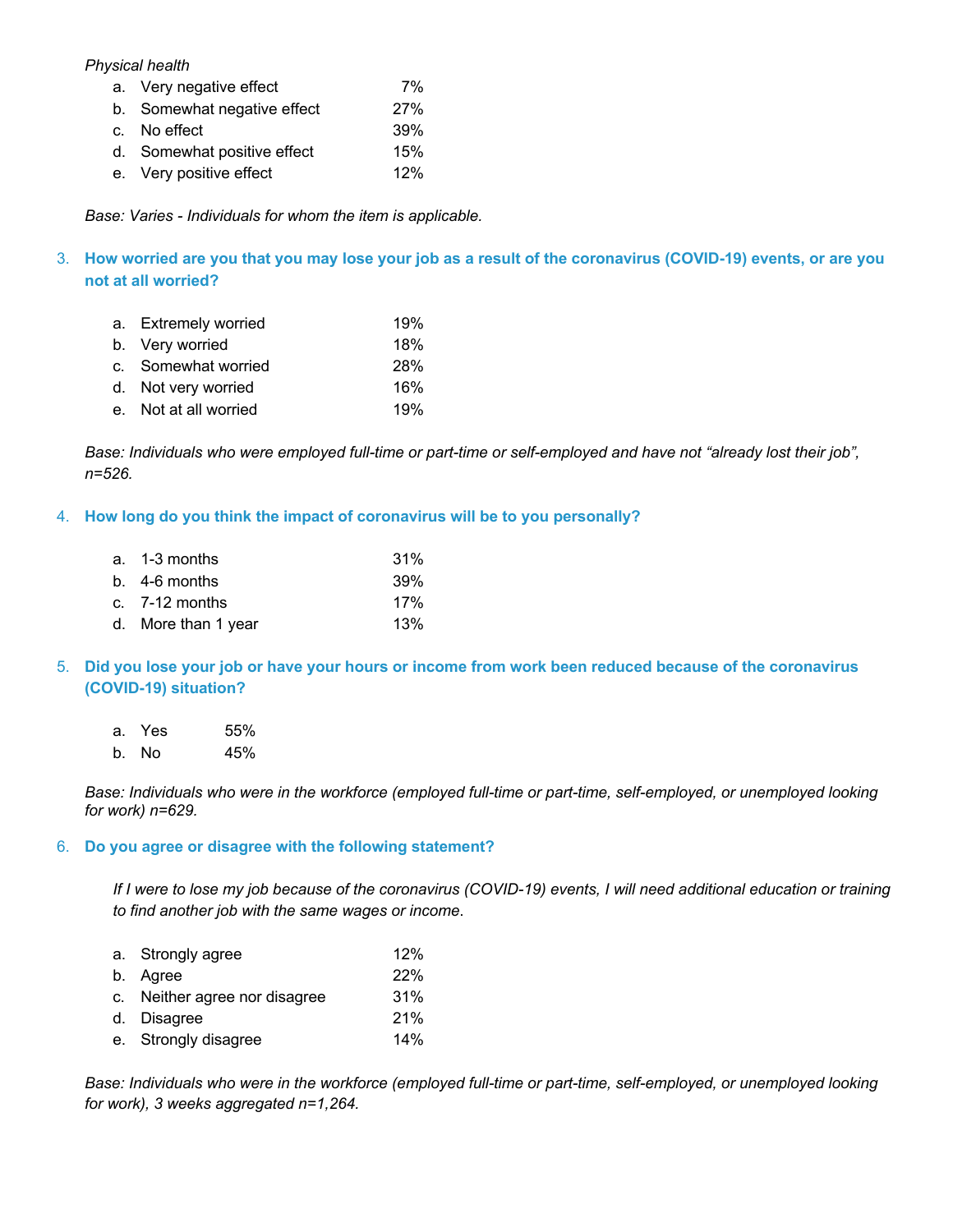*Physical health*

a. Very negative effect 7%
b. Somewhat negative effect 27%
c. No effect 39%
d. Somewhat positive effect 15%
e. Very positive effect 12%

*Base: Varies - Individuals for whom the item is applicable.*

3. **How worried are you that you may lose your job as a result of the coronavirus (COVID-19) events, or are you not at all worried?**

   a. Extremely worried 19%
   b. Very worried 18%
   c. Somewhat worried 28%
   d. Not very worried 16%
   e. Not at all worried 19%

   *Base: Individuals who were employed full-time or part-time or self-employed and have not "already lost their job", n=526.*

4. **How long do you think the impact of coronavirus will be to you personally?**

   a. 1-3 months 31%
   b. 4-6 months 39%
   c. 7-12 months 17%
   d. More than 1 year 13%

5. **Did you lose your job or have your hours or income from work been reduced because of the coronavirus (COVID-19) situation?**

   a. Yes 55%
   b. No 45%

   *Base: Individuals who were in the workforce (employed full-time or part-time, self-employed, or unemployed looking for work) n=629.*

6. **Do you agree or disagree with the following statement?**

   *If I were to lose my job because of the coronavirus (COVID-19) events, I will need additional education or training to find another job with the same wages or income.*

   a. Strongly agree 12%
   b. Agree 22%
   c. Neither agree nor disagree 31%
   d. Disagree 21%
   e. Strongly disagree 14%

   *Base: Individuals who were in the workforce (employed full-time or part-time, self-employed, or unemployed looking for work), 3 weeks aggregated n=1,264.*